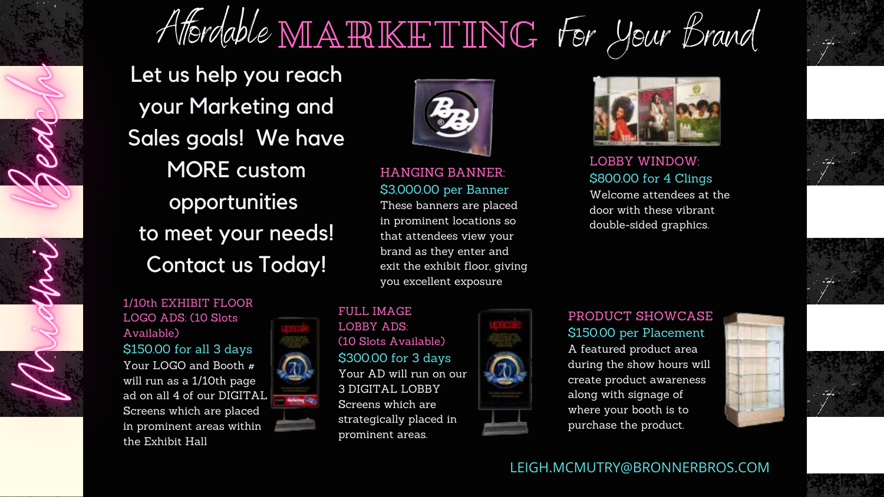# Affordable MARKETING For Your Brand

Miami Beach

**Let us help you reach your Marketing and Sales goals! We have MORE custom opportunities to meet your needs! Contact us Today!**

## HANGING BANNER:

$3,000.00 per Banner

These banners are placed in prominent locations so that attendees view your brand as they enter and exit the exhibit floor, giving you excellent exposure

## LOBBY WINDOW:

$800.00 for 4 Clings

Welcome attendees at the door with these vibrant double-sided graphics.

## 1/10th EXHIBIT FLOOR LOGO ADS: (10 Slots Available)

$150.00 for all 3 days

Your LOGO and Booth # will run as a 1/10th page ad on all 4 of our DIGITAL Screens which are placed in prominent areas within the Exhibit Hall

## FULL IMAGE LOBBY ADS: (10 Slots Available)

$300.00 for 3 days

Your AD will run on our 3 DIGITAL LOBBY Screens which are strategically placed in prominent areas.

## PRODUCT SHOWCASE

$150.00 per Placement

A featured product area during the show hours will create product awareness along with signage of where your booth is to purchase the product.

LEIGH.MCMUTRY@BRONNERBROS.COM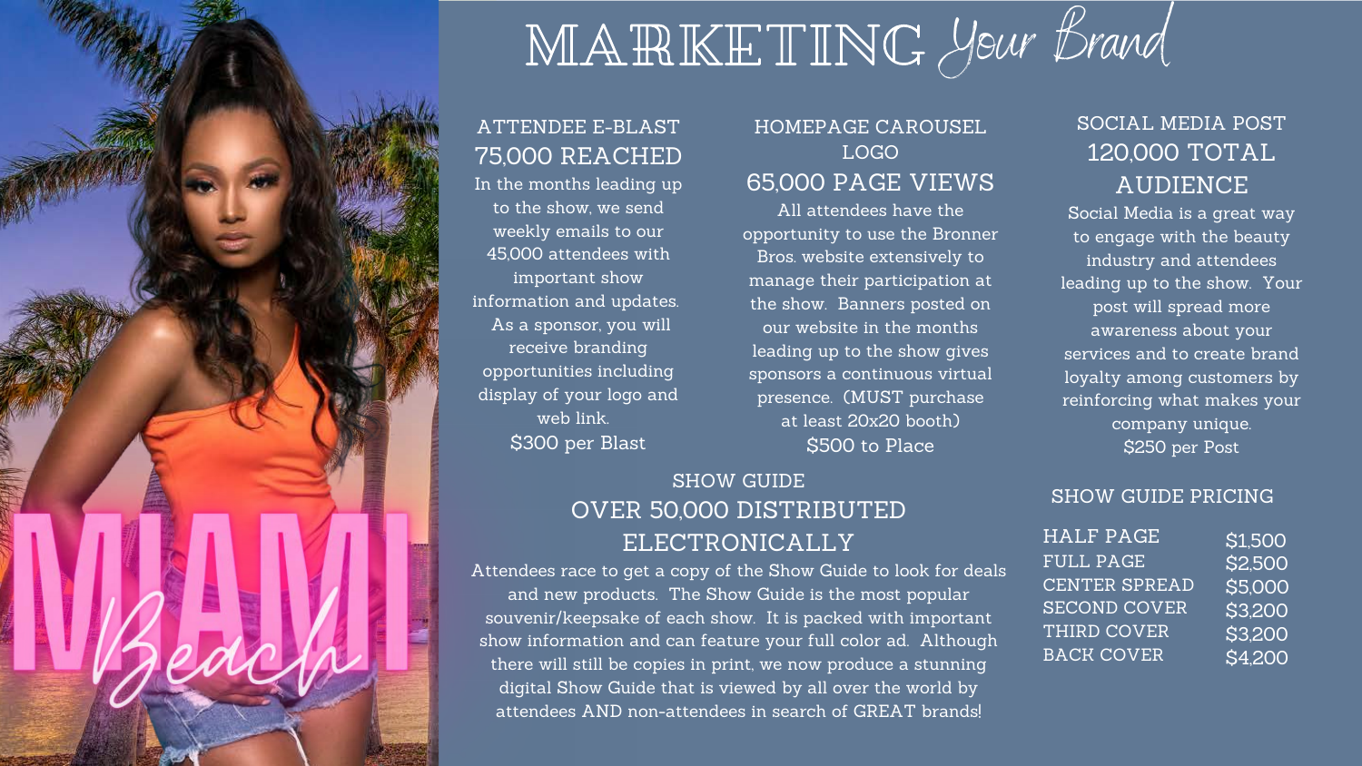# MARKETING *Your Brand*

## ATTENDEE E-BLAST

### 75,000 REACHED

In the months leading up to the show, we send weekly emails to our 45,000 attendees with important show information and updates. As a sponsor, you will receive branding opportunities including display of your logo and web link.

$300 per Blast

## HOMEPAGE CAROUSEL LOGO

### 65,000 PAGE VIEWS

All attendees have the opportunity to use the Bronner Bros. website extensively to manage their participation at the show. Banners posted on our website in the months leading up to the show gives sponsors a continuous virtual presence. (MUST purchase at least 20x20 booth)

$500 to Place

## SOCIAL MEDIA POST

### 120,000 TOTAL AUDIENCE

Social Media is a great way to engage with the beauty industry and attendees leading up to the show. Your post will spread more awareness about your services and to create brand loyalty among customers by reinforcing what makes your company unique.

$250 per Post

## SHOW GUIDE

### OVER 50,000 DISTRIBUTED ELECTRONICALLY

Attendees race to get a copy of the Show Guide to look for deals and new products. The Show Guide is the most popular souvenir/keepsake of each show. It is packed with important show information and can feature your full color ad. Although there will still be copies in print, we now produce a stunning digital Show Guide that is viewed by all over the world by attendees AND non-attendees in search of GREAT brands!

## SHOW GUIDE PRICING

| | |
|---|---|
| HALF PAGE | $1,500 |
| FULL PAGE | $2,500 |
| CENTER SPREAD | $5,000 |
| SECOND COVER | $3,200 |
| THIRD COVER | $3,200 |
| BACK COVER | $4,200 |

MIAMI *Beach*